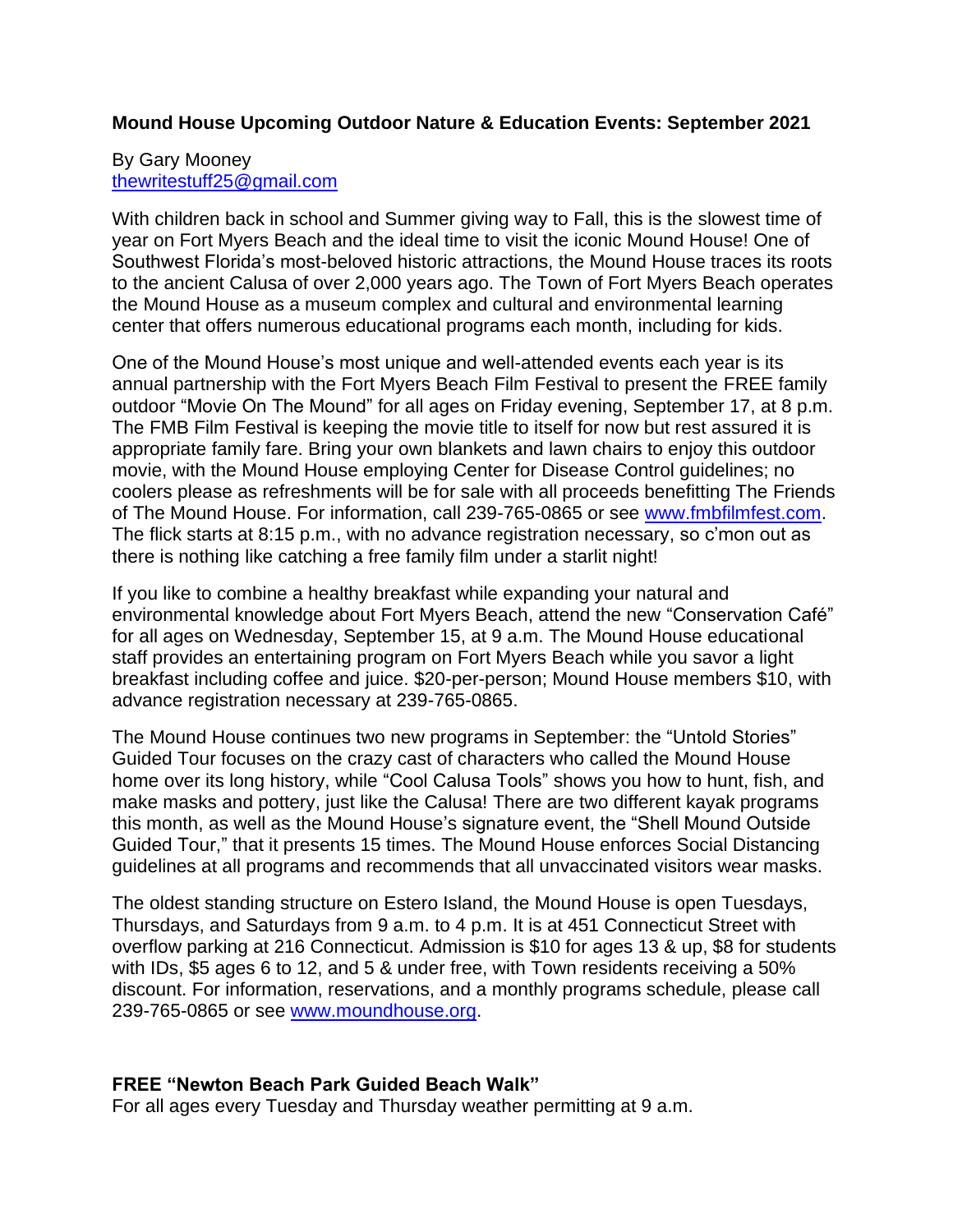**Mound House Upcoming Outdoor Nature & Education Events: September 2021**

By Gary Mooney
thewritestuff25@gmail.com

With children back in school and Summer giving way to Fall, this is the slowest time of year on Fort Myers Beach and the ideal time to visit the iconic Mound House! One of Southwest Florida's most-beloved historic attractions, the Mound House traces its roots to the ancient Calusa of over 2,000 years ago. The Town of Fort Myers Beach operates the Mound House as a museum complex and cultural and environmental learning center that offers numerous educational programs each month, including for kids.

One of the Mound House's most unique and well-attended events each year is its annual partnership with the Fort Myers Beach Film Festival to present the FREE family outdoor "Movie On The Mound" for all ages on Friday evening, September 17, at 8 p.m. The FMB Film Festival is keeping the movie title to itself for now but rest assured it is appropriate family fare. Bring your own blankets and lawn chairs to enjoy this outdoor movie, with the Mound House employing Center for Disease Control guidelines; no coolers please as refreshments will be for sale with all proceeds benefitting The Friends of The Mound House. For information, call 239-765-0865 or see www.fmbfilmfest.com. The flick starts at 8:15 p.m., with no advance registration necessary, so c'mon out as there is nothing like catching a free family film under a starlit night!

If you like to combine a healthy breakfast while expanding your natural and environmental knowledge about Fort Myers Beach, attend the new "Conservation Café" for all ages on Wednesday, September 15, at 9 a.m. The Mound House educational staff provides an entertaining program on Fort Myers Beach while you savor a light breakfast including coffee and juice. $20-per-person; Mound House members $10, with advance registration necessary at 239-765-0865.

The Mound House continues two new programs in September: the "Untold Stories" Guided Tour focuses on the crazy cast of characters who called the Mound House home over its long history, while "Cool Calusa Tools" shows you how to hunt, fish, and make masks and pottery, just like the Calusa! There are two different kayak programs this month, as well as the Mound House's signature event, the "Shell Mound Outside Guided Tour," that it presents 15 times. The Mound House enforces Social Distancing guidelines at all programs and recommends that all unvaccinated visitors wear masks.

The oldest standing structure on Estero Island, the Mound House is open Tuesdays, Thursdays, and Saturdays from 9 a.m. to 4 p.m. It is at 451 Connecticut Street with overflow parking at 216 Connecticut. Admission is $10 for ages 13 & up, $8 for students with IDs, $5 ages 6 to 12, and 5 & under free, with Town residents receiving a 50% discount. For information, reservations, and a monthly programs schedule, please call 239-765-0865 or see www.moundhouse.org.

**FREE "Newton Beach Park Guided Beach Walk"**
For all ages every Tuesday and Thursday weather permitting at 9 a.m.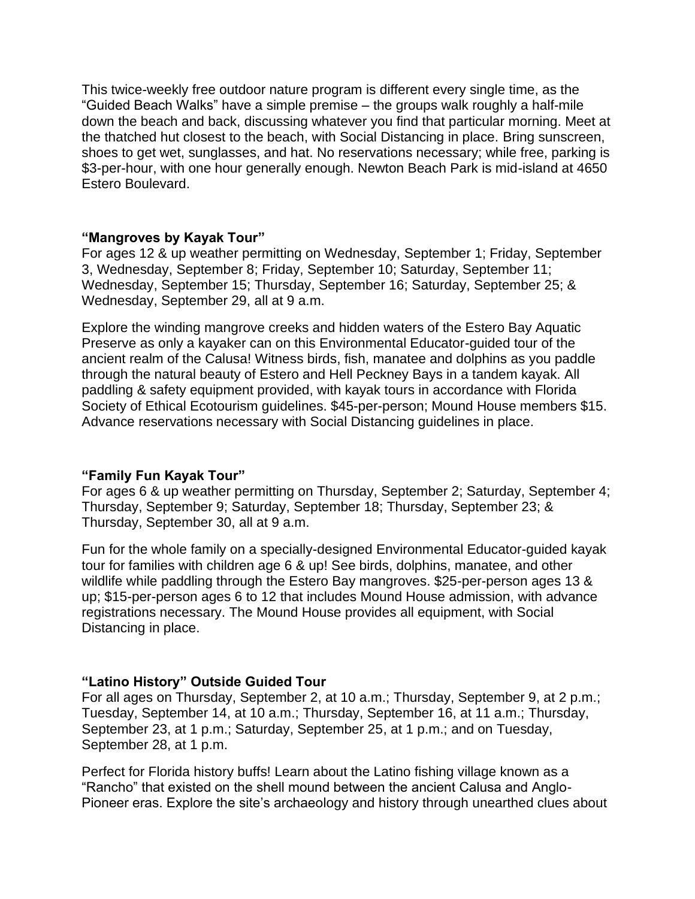This twice-weekly free outdoor nature program is different every single time, as the "Guided Beach Walks" have a simple premise – the groups walk roughly a half-mile down the beach and back, discussing whatever you find that particular morning. Meet at the thatched hut closest to the beach, with Social Distancing in place. Bring sunscreen, shoes to get wet, sunglasses, and hat. No reservations necessary; while free, parking is $3-per-hour, with one hour generally enough. Newton Beach Park is mid-island at 4650 Estero Boulevard.

### "Mangroves by Kayak Tour"

For ages 12 & up weather permitting on Wednesday, September 1; Friday, September 3, Wednesday, September 8; Friday, September 10; Saturday, September 11; Wednesday, September 15; Thursday, September 16; Saturday, September 25; & Wednesday, September 29, all at 9 a.m.

Explore the winding mangrove creeks and hidden waters of the Estero Bay Aquatic Preserve as only a kayaker can on this Environmental Educator-guided tour of the ancient realm of the Calusa! Witness birds, fish, manatee and dolphins as you paddle through the natural beauty of Estero and Hell Peckney Bays in a tandem kayak. All paddling & safety equipment provided, with kayak tours in accordance with Florida Society of Ethical Ecotourism guidelines. $45-per-person; Mound House members $15. Advance reservations necessary with Social Distancing guidelines in place.

### "Family Fun Kayak Tour"

For ages 6 & up weather permitting on Thursday, September 2; Saturday, September 4; Thursday, September 9; Saturday, September 18; Thursday, September 23; & Thursday, September 30, all at 9 a.m.

Fun for the whole family on a specially-designed Environmental Educator-guided kayak tour for families with children age 6 & up! See birds, dolphins, manatee, and other wildlife while paddling through the Estero Bay mangroves. $25-per-person ages 13 & up; $15-per-person ages 6 to 12 that includes Mound House admission, with advance registrations necessary. The Mound House provides all equipment, with Social Distancing in place.

### "Latino History" Outside Guided Tour

For all ages on Thursday, September 2, at 10 a.m.; Thursday, September 9, at 2 p.m.; Tuesday, September 14, at 10 a.m.; Thursday, September 16, at 11 a.m.; Thursday, September 23, at 1 p.m.; Saturday, September 25, at 1 p.m.; and on Tuesday, September 28, at 1 p.m.

Perfect for Florida history buffs! Learn about the Latino fishing village known as a "Rancho" that existed on the shell mound between the ancient Calusa and Anglo-Pioneer eras. Explore the site's archaeology and history through unearthed clues about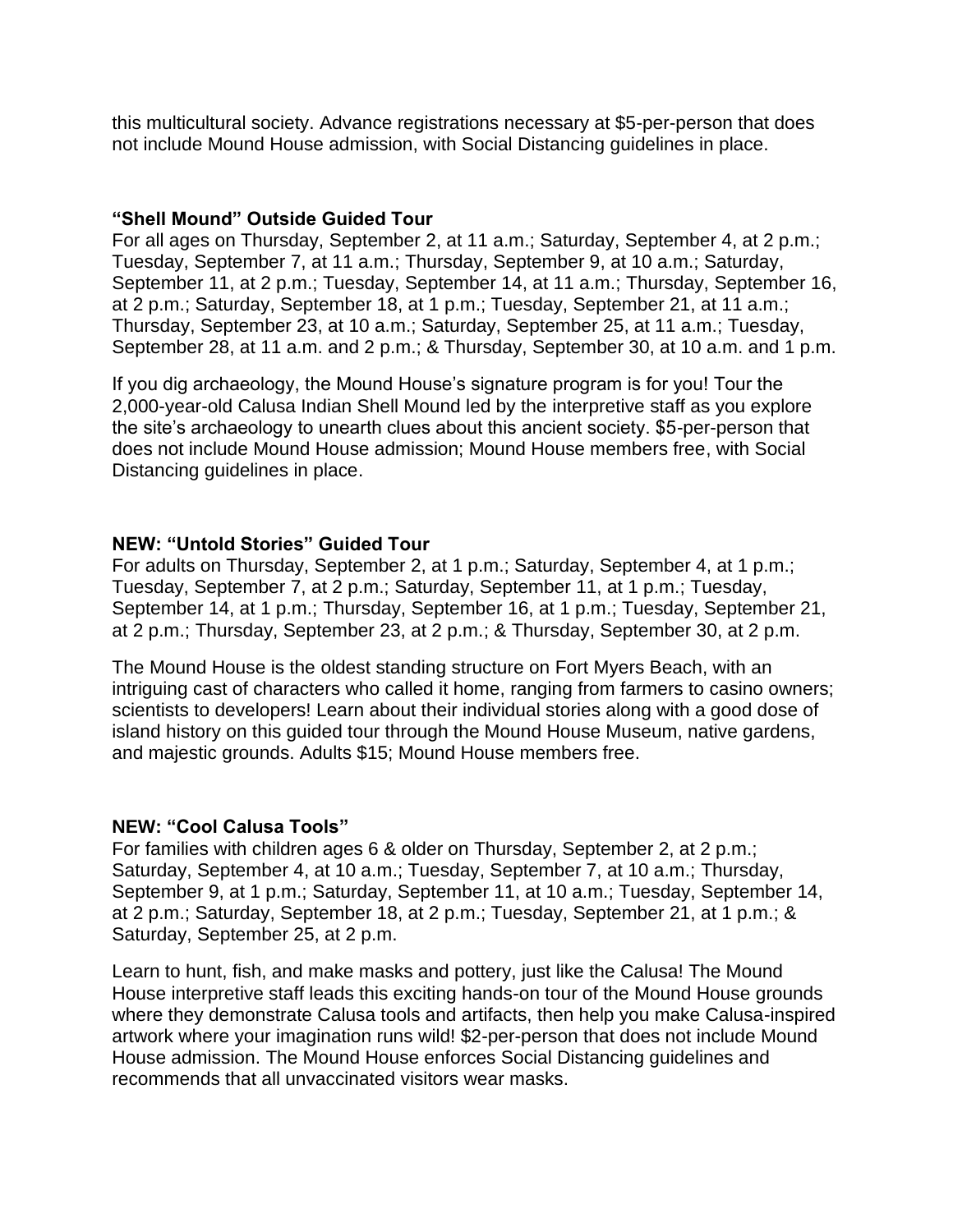this multicultural society. Advance registrations necessary at $5-per-person that does not include Mound House admission, with Social Distancing guidelines in place.

**"Shell Mound" Outside Guided Tour**
For all ages on Thursday, September 2, at 11 a.m.; Saturday, September 4, at 2 p.m.; Tuesday, September 7, at 11 a.m.; Thursday, September 9, at 10 a.m.; Saturday, September 11, at 2 p.m.; Tuesday, September 14, at 11 a.m.; Thursday, September 16, at 2 p.m.; Saturday, September 18, at 1 p.m.; Tuesday, September 21, at 11 a.m.; Thursday, September 23, at 10 a.m.; Saturday, September 25, at 11 a.m.; Tuesday, September 28, at 11 a.m. and 2 p.m.; & Thursday, September 30, at 10 a.m. and 1 p.m.

If you dig archaeology, the Mound House's signature program is for you! Tour the 2,000-year-old Calusa Indian Shell Mound led by the interpretive staff as you explore the site's archaeology to unearth clues about this ancient society. $5-per-person that does not include Mound House admission; Mound House members free, with Social Distancing guidelines in place.

**NEW: "Untold Stories" Guided Tour**
For adults on Thursday, September 2, at 1 p.m.; Saturday, September 4, at 1 p.m.; Tuesday, September 7, at 2 p.m.; Saturday, September 11, at 1 p.m.; Tuesday, September 14, at 1 p.m.; Thursday, September 16, at 1 p.m.; Tuesday, September 21, at 2 p.m.; Thursday, September 23, at 2 p.m.; & Thursday, September 30, at 2 p.m.

The Mound House is the oldest standing structure on Fort Myers Beach, with an intriguing cast of characters who called it home, ranging from farmers to casino owners; scientists to developers! Learn about their individual stories along with a good dose of island history on this guided tour through the Mound House Museum, native gardens, and majestic grounds. Adults $15; Mound House members free.

**NEW: "Cool Calusa Tools"**
For families with children ages 6 & older on Thursday, September 2, at 2 p.m.; Saturday, September 4, at 10 a.m.; Tuesday, September 7, at 10 a.m.; Thursday, September 9, at 1 p.m.; Saturday, September 11, at 10 a.m.; Tuesday, September 14, at 2 p.m.; Saturday, September 18, at 2 p.m.; Tuesday, September 21, at 1 p.m.; & Saturday, September 25, at 2 p.m.

Learn to hunt, fish, and make masks and pottery, just like the Calusa! The Mound House interpretive staff leads this exciting hands-on tour of the Mound House grounds where they demonstrate Calusa tools and artifacts, then help you make Calusa-inspired artwork where your imagination runs wild! $2-per-person that does not include Mound House admission. The Mound House enforces Social Distancing guidelines and recommends that all unvaccinated visitors wear masks.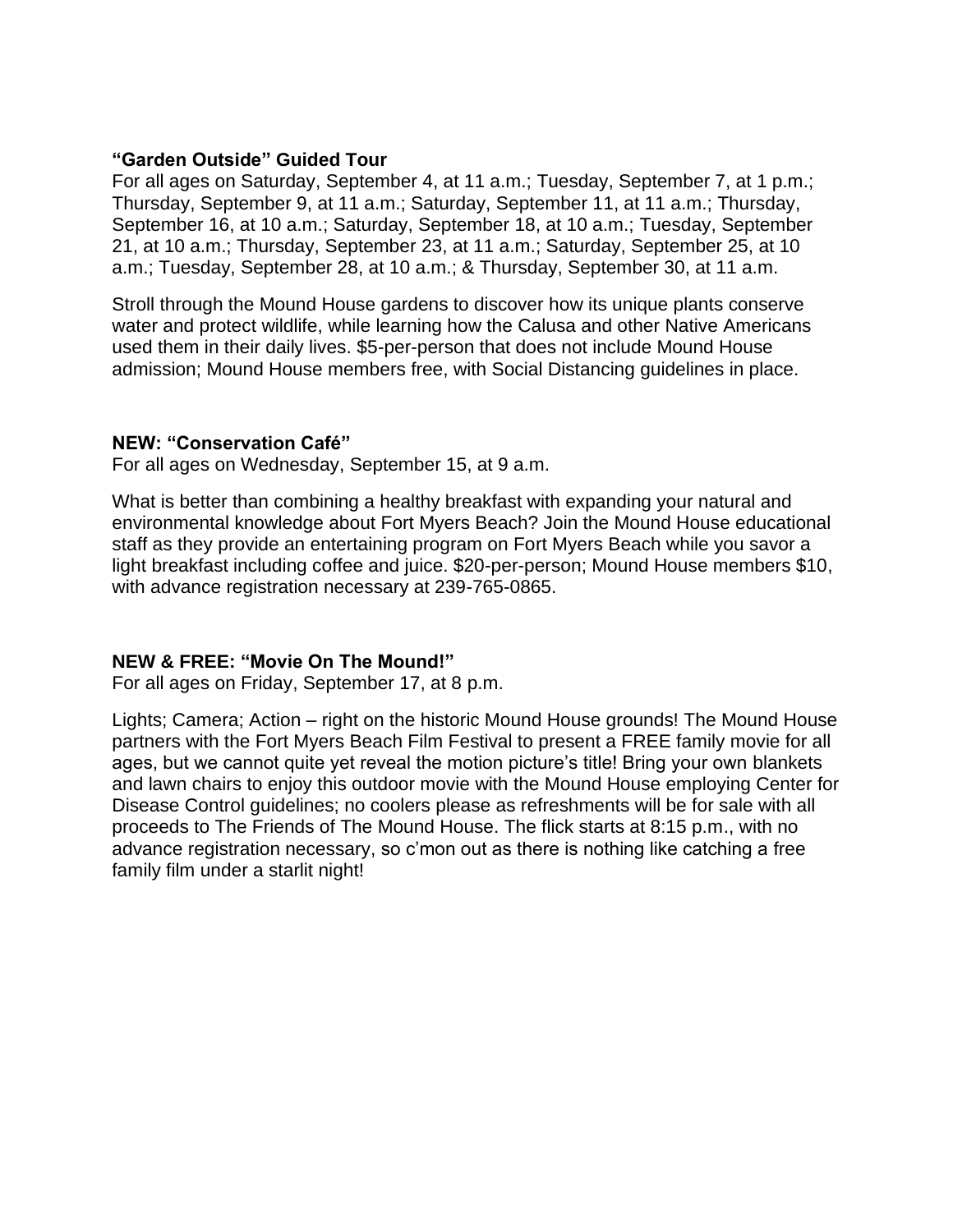**“Garden Outside” Guided Tour**
For all ages on Saturday, September 4, at 11 a.m.; Tuesday, September 7, at 1 p.m.; Thursday, September 9, at 11 a.m.; Saturday, September 11, at 11 a.m.; Thursday, September 16, at 10 a.m.; Saturday, September 18, at 10 a.m.; Tuesday, September 21, at 10 a.m.; Thursday, September 23, at 11 a.m.; Saturday, September 25, at 10 a.m.; Tuesday, September 28, at 10 a.m.; & Thursday, September 30, at 11 a.m.

Stroll through the Mound House gardens to discover how its unique plants conserve water and protect wildlife, while learning how the Calusa and other Native Americans used them in their daily lives. $5-per-person that does not include Mound House admission; Mound House members free, with Social Distancing guidelines in place.

**NEW: “Conservation Café”**
For all ages on Wednesday, September 15, at 9 a.m.

What is better than combining a healthy breakfast with expanding your natural and environmental knowledge about Fort Myers Beach? Join the Mound House educational staff as they provide an entertaining program on Fort Myers Beach while you savor a light breakfast including coffee and juice. $20-per-person; Mound House members $10, with advance registration necessary at 239-765-0865.

**NEW & FREE: “Movie On The Mound!”**
For all ages on Friday, September 17, at 8 p.m.

Lights; Camera; Action – right on the historic Mound House grounds! The Mound House partners with the Fort Myers Beach Film Festival to present a FREE family movie for all ages, but we cannot quite yet reveal the motion picture’s title! Bring your own blankets and lawn chairs to enjoy this outdoor movie with the Mound House employing Center for Disease Control guidelines; no coolers please as refreshments will be for sale with all proceeds to The Friends of The Mound House. The flick starts at 8:15 p.m., with no advance registration necessary, so c’mon out as there is nothing like catching a free family film under a starlit night!